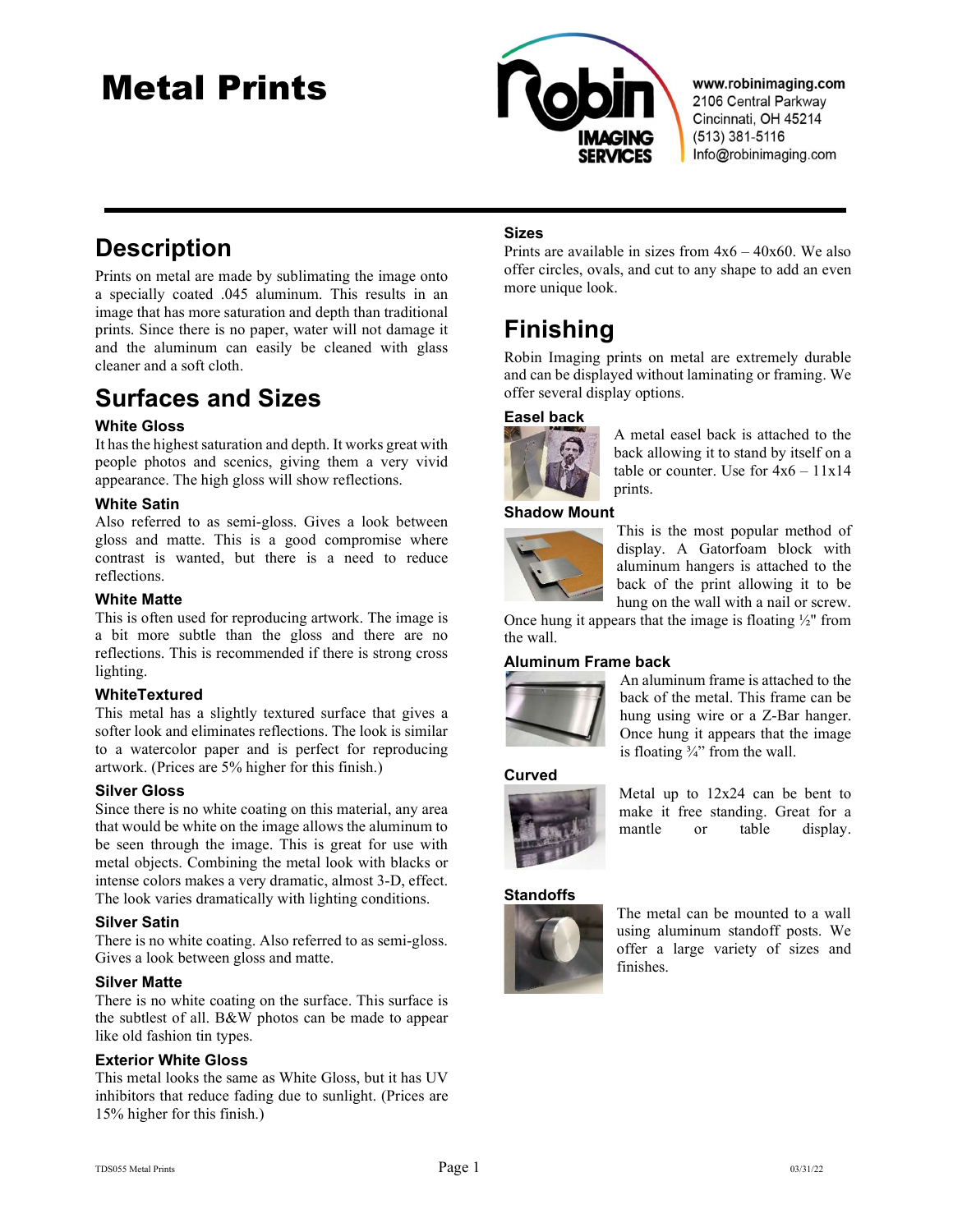# Metal Prints

www.robinimaging.com
2106 Central Parkway
Cincinnati, OH 45214
(513) 381-5116
Info@robinimaging.com

## Description

Prints on metal are made by sublimating the image onto a specially coated .045 aluminum. This results in an image that has more saturation and depth than traditional prints. Since there is no paper, water will not damage it and the aluminum can easily be cleaned with glass cleaner and a soft cloth.

## Surfaces and Sizes

### White Gloss

It has the highest saturation and depth. It works great with people photos and scenics, giving them a very vivid appearance. The high gloss will show reflections.

### White Satin

Also referred to as semi-gloss. Gives a look between gloss and matte. This is a good compromise where contrast is wanted, but there is a need to reduce reflections.

### White Matte

This is often used for reproducing artwork. The image is a bit more subtle than the gloss and there are no reflections. This is recommended if there is strong cross lighting.

### WhiteTextured

This metal has a slightly textured surface that gives a softer look and eliminates reflections. The look is similar to a watercolor paper and is perfect for reproducing artwork. (Prices are 5% higher for this finish.)

### Silver Gloss

Since there is no white coating on this material, any area that would be white on the image allows the aluminum to be seen through the image. This is great for use with metal objects. Combining the metal look with blacks or intense colors makes a very dramatic, almost 3-D, effect. The look varies dramatically with lighting conditions.

### Silver Satin

There is no white coating. Also referred to as semi-gloss. Gives a look between gloss and matte.

### Silver Matte

There is no white coating on the surface. This surface is the subtlest of all. B&W photos can be made to appear like old fashion tin types.

### Exterior White Gloss

This metal looks the same as White Gloss, but it has UV inhibitors that reduce fading due to sunlight. (Prices are 15% higher for this finish.)

### Sizes

Prints are available in sizes from 4x6 – 40x60. We also offer circles, ovals, and cut to any shape to add an even more unique look.

## Finishing

Robin Imaging prints on metal are extremely durable and can be displayed without laminating or framing. We offer several display options.

### Easel back

A metal easel back is attached to the back allowing it to stand by itself on a table or counter. Use for 4x6 – 11x14 prints.

### Shadow Mount

This is the most popular method of display. A Gatorfoam block with aluminum hangers is attached to the back of the print allowing it to be hung on the wall with a nail or screw. Once hung it appears that the image is floating ½" from the wall.

### Aluminum Frame back

An aluminum frame is attached to the back of the metal. This frame can be hung using wire or a Z-Bar hanger. Once hung it appears that the image is floating ¾" from the wall.

### Curved

Metal up to 12x24 can be bent to make it free standing. Great for a mantle or table display.

### Standoffs

The metal can be mounted to a wall using aluminum standoff posts. We offer a large variety of sizes and finishes.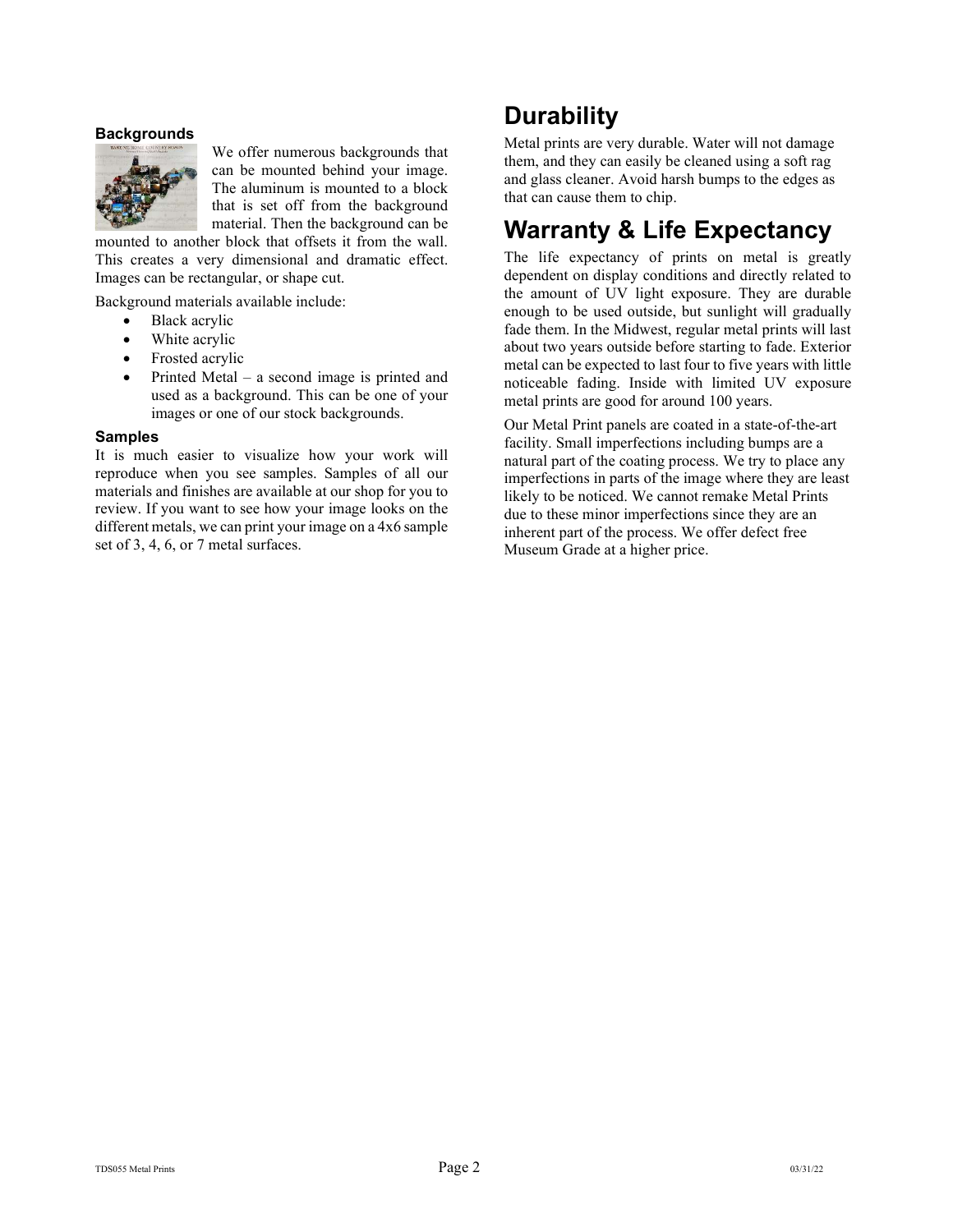### Backgrounds

We offer numerous backgrounds that can be mounted behind your image. The aluminum is mounted to a block that is set off from the background material. Then the background can be mounted to another block that offsets it from the wall. This creates a very dimensional and dramatic effect. Images can be rectangular, or shape cut.

Background materials available include:

- Black acrylic
- White acrylic
- Frosted acrylic
- Printed Metal – a second image is printed and used as a background. This can be one of your images or one of our stock backgrounds.

### Samples

It is much easier to visualize how your work will reproduce when you see samples. Samples of all our materials and finishes are available at our shop for you to review. If you want to see how your image looks on the different metals, we can print your image on a 4x6 sample set of 3, 4, 6, or 7 metal surfaces.

## Durability

Metal prints are very durable. Water will not damage them, and they can easily be cleaned using a soft rag and glass cleaner. Avoid harsh bumps to the edges as that can cause them to chip.

## Warranty & Life Expectancy

The life expectancy of prints on metal is greatly dependent on display conditions and directly related to the amount of UV light exposure. They are durable enough to be used outside, but sunlight will gradually fade them. In the Midwest, regular metal prints will last about two years outside before starting to fade. Exterior metal can be expected to last four to five years with little noticeable fading. Inside with limited UV exposure metal prints are good for around 100 years.

Our Metal Print panels are coated in a state-of-the-art facility. Small imperfections including bumps are a natural part of the coating process. We try to place any imperfections in parts of the image where they are least likely to be noticed. We cannot remake Metal Prints due to these minor imperfections since they are an inherent part of the process. We offer defect free Museum Grade at a higher price.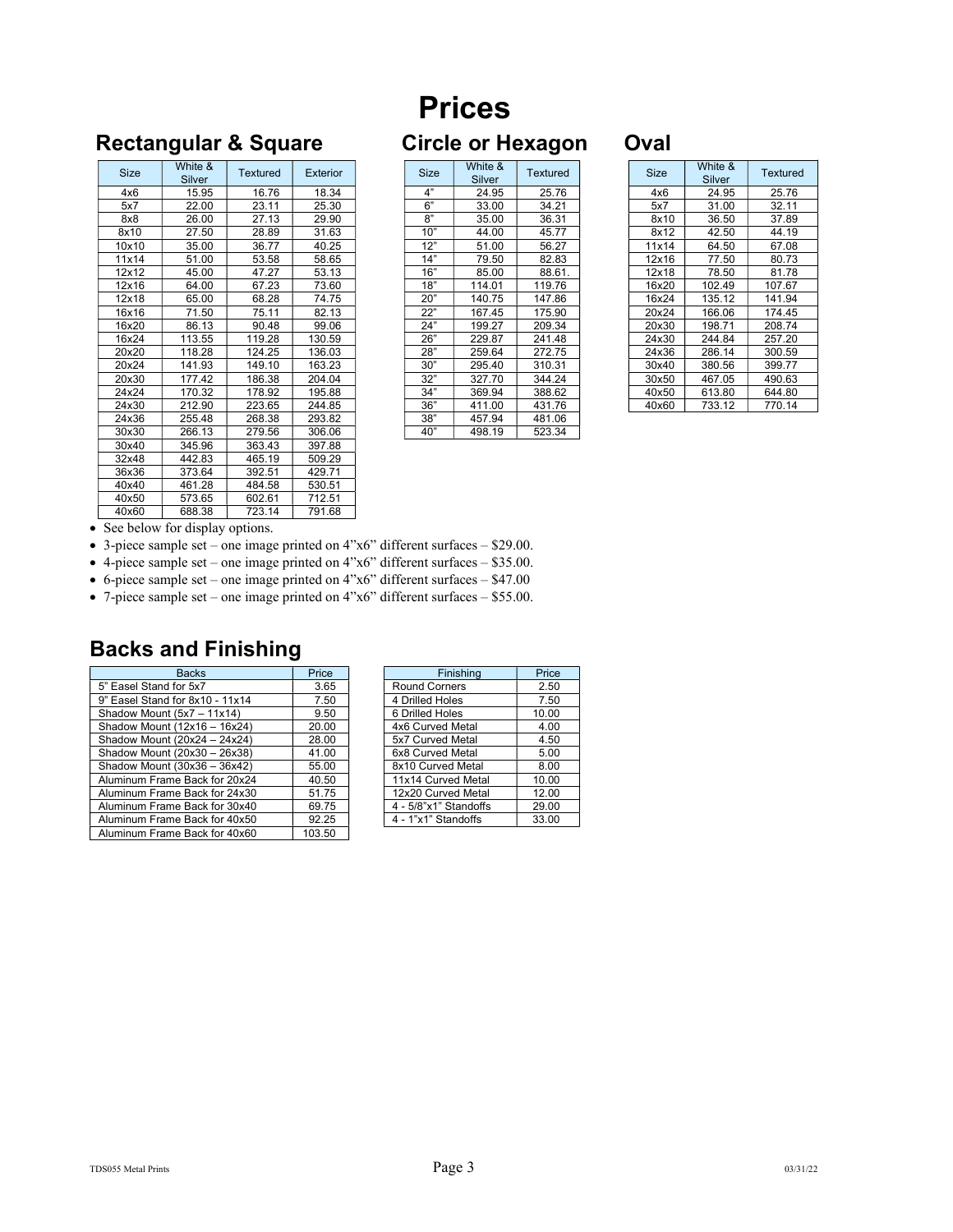# Prices

## Rectangular & Square

| Size | White & Silver | Textured | Exterior |
|---|---|---|---|
| 4x6 | 15.95 | 16.76 | 18.34 |
| 5x7 | 22.00 | 23.11 | 25.30 |
| 8x8 | 26.00 | 27.13 | 29.90 |
| 8x10 | 27.50 | 28.89 | 31.63 |
| 10x10 | 35.00 | 36.77 | 40.25 |
| 11x14 | 51.00 | 53.58 | 58.65 |
| 12x12 | 45.00 | 47.27 | 53.13 |
| 12x16 | 64.00 | 67.23 | 73.60 |
| 12x18 | 65.00 | 68.28 | 74.75 |
| 16x16 | 71.50 | 75.11 | 82.13 |
| 16x20 | 86.13 | 90.48 | 99.06 |
| 16x24 | 113.55 | 119.28 | 130.59 |
| 20x20 | 118.28 | 124.25 | 136.03 |
| 20x24 | 141.93 | 149.10 | 163.23 |
| 20x30 | 177.42 | 186.38 | 204.04 |
| 24x24 | 170.32 | 178.92 | 195.88 |
| 24x30 | 212.90 | 223.65 | 244.85 |
| 24x36 | 255.48 | 268.38 | 293.82 |
| 30x30 | 266.13 | 279.56 | 306.06 |
| 30x40 | 345.96 | 363.43 | 397.88 |
| 32x48 | 442.83 | 465.19 | 509.29 |
| 36x36 | 373.64 | 392.51 | 429.71 |
| 40x40 | 461.28 | 484.58 | 530.51 |
| 40x50 | 573.65 | 602.61 | 712.51 |
| 40x60 | 688.38 | 723.14 | 791.68 |

## Circle or Hexagon

| Size | White & Silver | Textured |
|---|---|---|
| 4" | 24.95 | 25.76 |
| 6" | 33.00 | 34.21 |
| 8" | 35.00 | 36.31 |
| 10" | 44.00 | 45.77 |
| 12" | 51.00 | 56.27 |
| 14" | 79.50 | 82.83 |
| 16" | 85.00 | 88.61. |
| 18" | 114.01 | 119.76 |
| 20" | 140.75 | 147.86 |
| 22" | 167.45 | 175.90 |
| 24" | 199.27 | 209.34 |
| 26" | 229.87 | 241.48 |
| 28" | 259.64 | 272.75 |
| 30" | 295.40 | 310.31 |
| 32" | 327.70 | 344.24 |
| 34" | 369.94 | 388.62 |
| 36" | 411.00 | 431.76 |
| 38" | 457.94 | 481.06 |
| 40" | 498.19 | 523.34 |

## Oval

| Size | White & Silver | Textured |
|---|---|---|
| 4x6 | 24.95 | 25.76 |
| 5x7 | 31.00 | 32.11 |
| 8x10 | 36.50 | 37.89 |
| 8x12 | 42.50 | 44.19 |
| 11x14 | 64.50 | 67.08 |
| 12x16 | 77.50 | 80.73 |
| 12x18 | 78.50 | 81.78 |
| 16x20 | 102.49 | 107.67 |
| 16x24 | 135.12 | 141.94 |
| 20x24 | 166.06 | 174.45 |
| 20x30 | 198.71 | 208.74 |
| 24x30 | 244.84 | 257.20 |
| 24x36 | 286.14 | 300.59 |
| 30x40 | 380.56 | 399.77 |
| 30x50 | 467.05 | 490.63 |
| 40x50 | 613.80 | 644.80 |
| 40x60 | 733.12 | 770.14 |

- See below for display options.
- 3-piece sample set – one image printed on 4"x6" different surfaces – $29.00.
- 4-piece sample set – one image printed on 4"x6" different surfaces – $35.00.
- 6-piece sample set – one image printed on 4"x6" different surfaces – $47.00
- 7-piece sample set – one image printed on 4"x6" different surfaces – $55.00.

## Backs and Finishing

| Backs | Price |
|---|---|
| 5" Easel Stand for 5x7 | 3.65 |
| 9" Easel Stand for 8x10 - 11x14 | 7.50 |
| Shadow Mount (5x7 – 11x14) | 9.50 |
| Shadow Mount (12x16 – 16x24) | 20.00 |
| Shadow Mount (20x24 – 24x24) | 28.00 |
| Shadow Mount (20x30 – 26x38) | 41.00 |
| Shadow Mount (30x36 – 36x42) | 55.00 |
| Aluminum Frame Back for 20x24 | 40.50 |
| Aluminum Frame Back for 24x30 | 51.75 |
| Aluminum Frame Back for 30x40 | 69.75 |
| Aluminum Frame Back for 40x50 | 92.25 |
| Aluminum Frame Back for 40x60 | 103.50 |

| Finishing | Price |
|---|---|
| Round Corners | 2.50 |
| 4 Drilled Holes | 7.50 |
| 6 Drilled Holes | 10.00 |
| 4x6 Curved Metal | 4.00 |
| 5x7 Curved Metal | 4.50 |
| 6x8 Curved Metal | 5.00 |
| 8x10 Curved Metal | 8.00 |
| 11x14 Curved Metal | 10.00 |
| 12x20 Curved Metal | 12.00 |
| 4 - 5/8"x1" Standoffs | 29.00 |
| 4 - 1"x1" Standoffs | 33.00 |